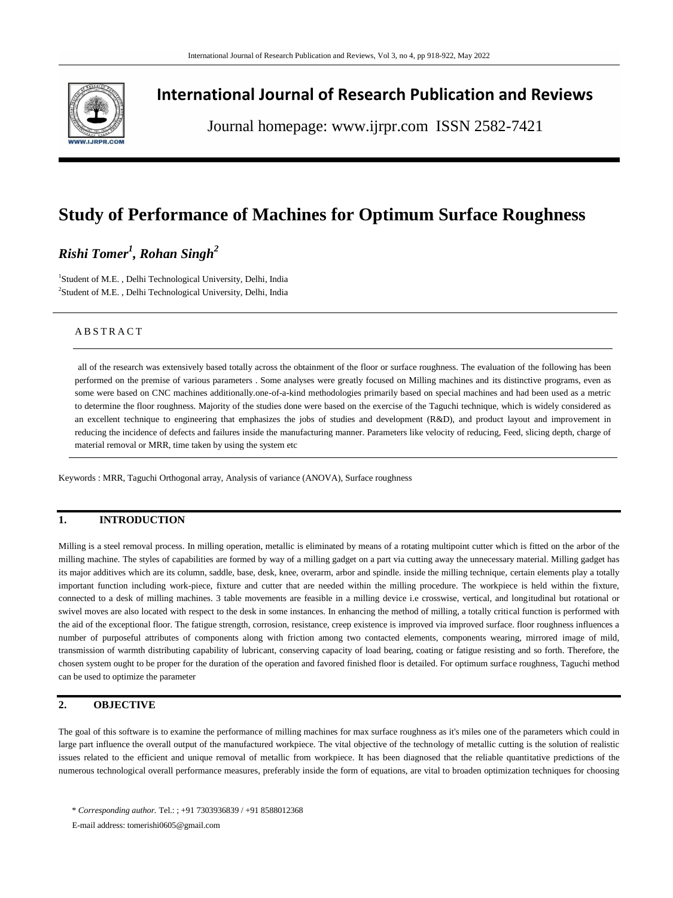# International Journal of Research Publication and Reviews

Journal homepage: www.ijrpr.com ISSN 2582-7421

# Study of Performance of Machines for Optimum Surface Roughness

***Rishi Tomer[1], Rohan Singh[2]***

[1]Student of M.E. , Delhi Technological University, Delhi, India
[2]Student of M.E. , Delhi Technological University, Delhi, India

## ABSTRACT

all of the research was extensively based totally across the obtainment of the floor or surface roughness. The evaluation of the following has been performed on the premise of various parameters . Some analyses were greatly focused on Milling machines and its distinctive programs, even as some were based on CNC machines additionally.one-of-a-kind methodologies primarily based on special machines and had been used as a metric to determine the floor roughness. Majority of the studies done were based on the exercise of the Taguchi technique, which is widely considered as an excellent technique to engineering that emphasizes the jobs of studies and development (R&D), and product layout and improvement in reducing the incidence of defects and failures inside the manufacturing manner. Parameters like velocity of reducing, Feed, slicing depth, charge of material removal or MRR, time taken by using the system etc

Keywords : MRR, Taguchi Orthogonal array, Analysis of variance (ANOVA), Surface roughness

## 1. INTRODUCTION

Milling is a steel removal process. In milling operation, metallic is eliminated by means of a rotating multipoint cutter which is fitted on the arbor of the milling machine. The styles of capabilities are formed by way of a milling gadget on a part via cutting away the unnecessary material. Milling gadget has its major additives which are its column, saddle, base, desk, knee, overarm, arbor and spindle. inside the milling technique, certain elements play a totally important function including work-piece, fixture and cutter that are needed within the milling procedure. The workpiece is held within the fixture, connected to a desk of milling machines. 3 table movements are feasible in a milling device i.e crosswise, vertical, and longitudinal but rotational or swivel moves are also located with respect to the desk in some instances. In enhancing the method of milling, a totally critical function is performed with the aid of the exceptional floor. The fatigue strength, corrosion, resistance, creep existence is improved via improved surface. floor roughness influences a number of purposeful attributes of components along with friction among two contacted elements, components wearing, mirrored image of mild, transmission of warmth distributing capability of lubricant, conserving capacity of load bearing, coating or fatigue resisting and so forth. Therefore, the chosen system ought to be proper for the duration of the operation and favored finished floor is detailed. For optimum surface roughness, Taguchi method can be used to optimize the parameter

## 2. OBJECTIVE

The goal of this software is to examine the performance of milling machines for max surface roughness as it's miles one of the parameters which could in large part influence the overall output of the manufactured workpiece. The vital objective of the technology of metallic cutting is the solution of realistic issues related to the efficient and unique removal of metallic from workpiece. It has been diagnosed that the reliable quantitative predictions of the numerous technological overall performance measures, preferably inside the form of equations, are vital to broaden optimization techniques for choosing

\* *Corresponding author.* Tel.: ; +91 7303936839 / +91 8588012368
E-mail address: tomerishi0605@gmail.com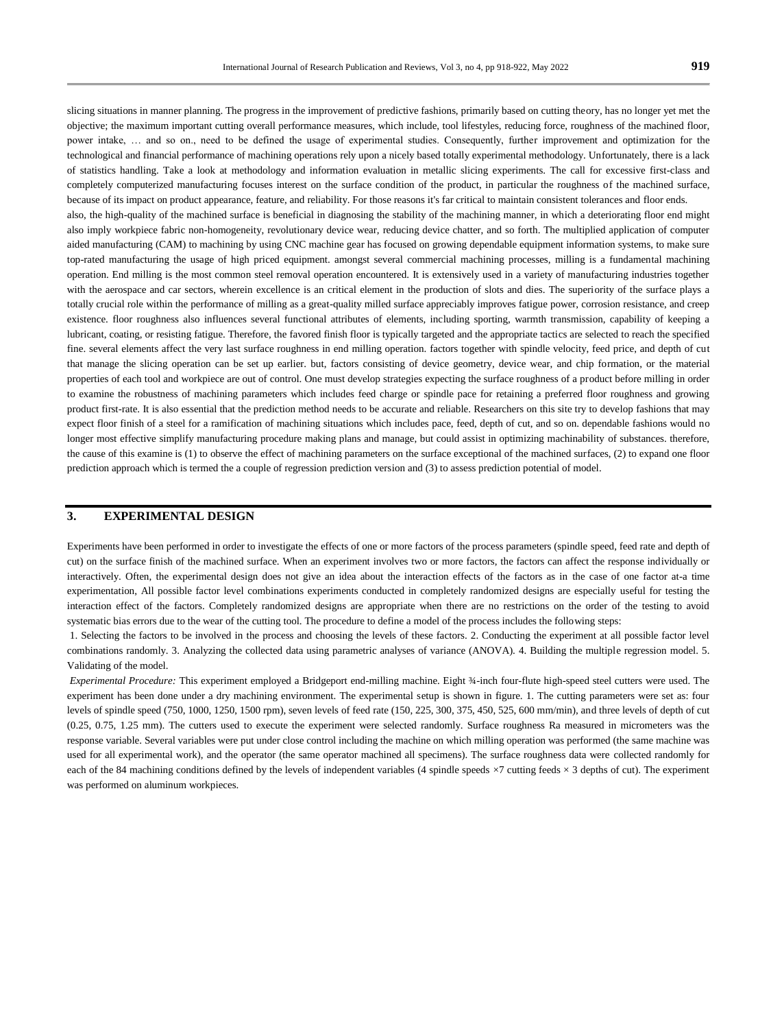slicing situations in manner planning. The progress in the improvement of predictive fashions, primarily based on cutting theory, has no longer yet met the objective; the maximum important cutting overall performance measures, which include, tool lifestyles, reducing force, roughness of the machined floor, power intake, … and so on., need to be defined the usage of experimental studies. Consequently, further improvement and optimization for the technological and financial performance of machining operations rely upon a nicely based totally experimental methodology. Unfortunately, there is a lack of statistics handling. Take a look at methodology and information evaluation in metallic slicing experiments. The call for excessive first-class and completely computerized manufacturing focuses interest on the surface condition of the product, in particular the roughness of the machined surface, because of its impact on product appearance, feature, and reliability. For those reasons it's far critical to maintain consistent tolerances and floor ends.

also, the high-quality of the machined surface is beneficial in diagnosing the stability of the machining manner, in which a deteriorating floor end might also imply workpiece fabric non-homogeneity, revolutionary device wear, reducing device chatter, and so forth. The multiplied application of computer aided manufacturing (CAM) to machining by using CNC machine gear has focused on growing dependable equipment information systems, to make sure top-rated manufacturing the usage of high priced equipment. amongst several commercial machining processes, milling is a fundamental machining operation. End milling is the most common steel removal operation encountered. It is extensively used in a variety of manufacturing industries together with the aerospace and car sectors, wherein excellence is an critical element in the production of slots and dies. The superiority of the surface plays a totally crucial role within the performance of milling as a great-quality milled surface appreciably improves fatigue power, corrosion resistance, and creep existence. floor roughness also influences several functional attributes of elements, including sporting, warmth transmission, capability of keeping a lubricant, coating, or resisting fatigue. Therefore, the favored finish floor is typically targeted and the appropriate tactics are selected to reach the specified fine. several elements affect the very last surface roughness in end milling operation. factors together with spindle velocity, feed price, and depth of cut that manage the slicing operation can be set up earlier. but, factors consisting of device geometry, device wear, and chip formation, or the material properties of each tool and workpiece are out of control. One must develop strategies expecting the surface roughness of a product before milling in order to examine the robustness of machining parameters which includes feed charge or spindle pace for retaining a preferred floor roughness and growing product first-rate. It is also essential that the prediction method needs to be accurate and reliable. Researchers on this site try to develop fashions that may expect floor finish of a steel for a ramification of machining situations which includes pace, feed, depth of cut, and so on. dependable fashions would no longer most effective simplify manufacturing procedure making plans and manage, but could assist in optimizing machinability of substances. therefore, the cause of this examine is (1) to observe the effect of machining parameters on the surface exceptional of the machined surfaces, (2) to expand one floor prediction approach which is termed the a couple of regression prediction version and (3) to assess prediction potential of model.

## 3. EXPERIMENTAL DESIGN

Experiments have been performed in order to investigate the effects of one or more factors of the process parameters (spindle speed, feed rate and depth of cut) on the surface finish of the machined surface. When an experiment involves two or more factors, the factors can affect the response individually or interactively. Often, the experimental design does not give an idea about the interaction effects of the factors as in the case of one factor at-a time experimentation, All possible factor level combinations experiments conducted in completely randomized designs are especially useful for testing the interaction effect of the factors. Completely randomized designs are appropriate when there are no restrictions on the order of the testing to avoid systematic bias errors due to the wear of the cutting tool. The procedure to define a model of the process includes the following steps:

1. Selecting the factors to be involved in the process and choosing the levels of these factors. 2. Conducting the experiment at all possible factor level combinations randomly. 3. Analyzing the collected data using parametric analyses of variance (ANOVA). 4. Building the multiple regression model. 5. Validating of the model.

*Experimental Procedure:* This experiment employed a Bridgeport end-milling machine. Eight ¾-inch four-flute high-speed steel cutters were used. The experiment has been done under a dry machining environment. The experimental setup is shown in figure. 1. The cutting parameters were set as: four levels of spindle speed (750, 1000, 1250, 1500 rpm), seven levels of feed rate (150, 225, 300, 375, 450, 525, 600 mm/min), and three levels of depth of cut (0.25, 0.75, 1.25 mm). The cutters used to execute the experiment were selected randomly. Surface roughness Ra measured in micrometers was the response variable. Several variables were put under close control including the machine on which milling operation was performed (the same machine was used for all experimental work), and the operator (the same operator machined all specimens). The surface roughness data were collected randomly for each of the 84 machining conditions defined by the levels of independent variables (4 spindle speeds ×7 cutting feeds × 3 depths of cut). The experiment was performed on aluminum workpieces.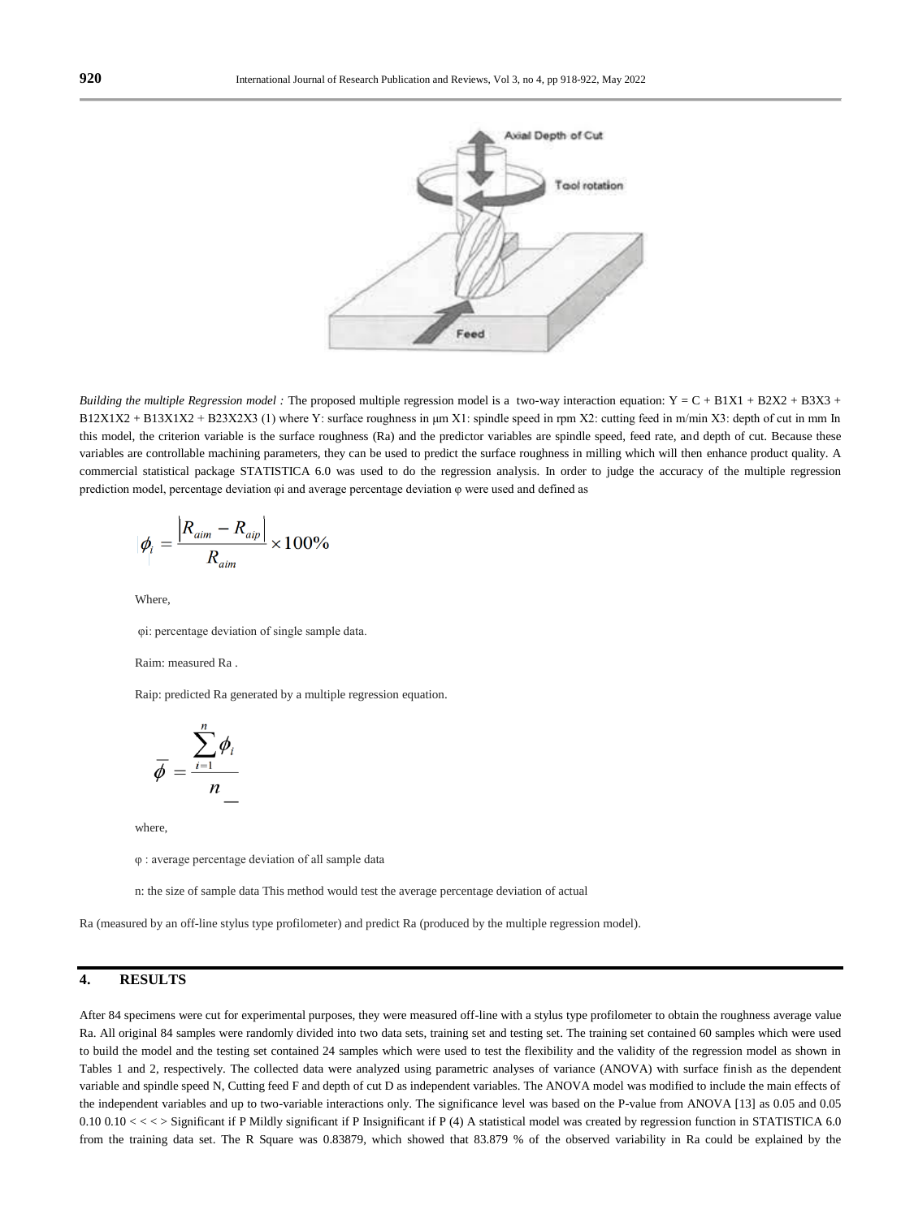*Building the multiple Regression model :* The proposed multiple regression model is a two-way interaction equation: Y = C + B1X1 + B2X2 + B3X3 + B12X1X2 + B13X1X2 + B23X2X3 (1) where Y: surface roughness in μm X1: spindle speed in rpm X2: cutting feed in m/min X3: depth of cut in mm In this model, the criterion variable is the surface roughness (Ra) and the predictor variables are spindle speed, feed rate, and depth of cut. Because these variables are controllable machining parameters, they can be used to predict the surface roughness in milling which will then enhance product quality. A commercial statistical package STATISTICA 6.0 was used to do the regression analysis. In order to judge the accuracy of the multiple regression prediction model, percentage deviation φi and average percentage deviation φ were used and defined as

$$\phi_i = \frac{\left| R_{aim} - R_{aip} \right|}{R_{aim}} \times 100\%$$

Where,

φi: percentage deviation of single sample data.

Raim: measured Ra .

Raip: predicted Ra generated by a multiple regression equation.

$$\bar{\phi} = \frac{\sum_{i=1}^{n} \phi_i}{n}$$

where,

φ : average percentage deviation of all sample data

n: the size of sample data This method would test the average percentage deviation of actual

Ra (measured by an off-line stylus type profilometer) and predict Ra (produced by the multiple regression model).

## 4. RESULTS

After 84 specimens were cut for experimental purposes, they were measured off-line with a stylus type profilometer to obtain the roughness average value Ra. All original 84 samples were randomly divided into two data sets, training set and testing set. The training set contained 60 samples which were used to build the model and the testing set contained 24 samples which were used to test the flexibility and the validity of the regression model as shown in Tables 1 and 2, respectively. The collected data were analyzed using parametric analyses of variance (ANOVA) with surface finish as the dependent variable and spindle speed N, Cutting feed F and depth of cut D as independent variables. The ANOVA model was modified to include the main effects of the independent variables and up to two-variable interactions only. The significance level was based on the P-value from ANOVA [13] as 0.05 and 0.05 0.10 0.10 < < < > Significant if P Mildly significant if P Insignificant if P (4) A statistical model was created by regression function in STATISTICA 6.0 from the training data set. The R Square was 0.83879, which showed that 83.879 % of the observed variability in Ra could be explained by the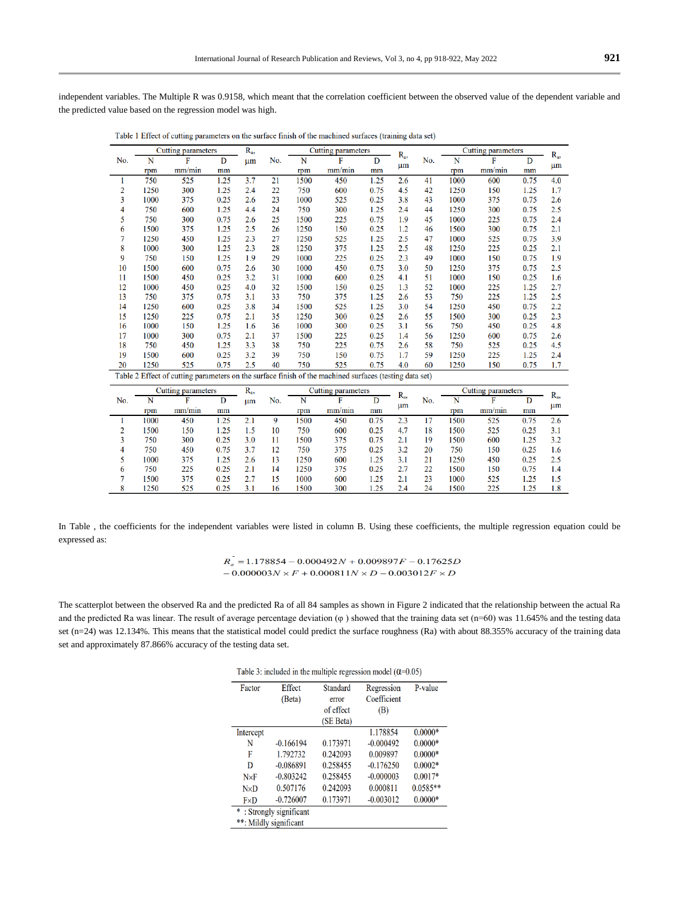independent variables. The Multiple R was 0.9158, which meant that the correlation coefficient between the observed value of the dependent variable and the predicted value based on the regression model was high.

Table 1 Effect of cutting parameters on the surface finish of the machined surfaces (training data set)

| No. | Cutting parameters | | | $R_a$, µm | No. | Cutting parameters | | | $R_a$, µm | No. | Cutting parameters | | | $R_a$, µm |
|---|---|---|---|---|---|---|---|---|---|---|---|---|---|---|
| | N rpm | F mm/min | D mm | | | N rpm | F mm/min | D mm | | | N rpm | F mm/min | D mm | |
| 1 | 750 | 525 | 1.25 | 3.7 | 21 | 1500 | 450 | 1.25 | 2.6 | 41 | 1000 | 600 | 0.75 | 4.0 |
| 2 | 1250 | 300 | 1.25 | 2.4 | 22 | 750 | 600 | 0.75 | 4.5 | 42 | 1250 | 150 | 1.25 | 1.7 |
| 3 | 1000 | 375 | 0.25 | 2.6 | 23 | 1000 | 525 | 0.25 | 3.8 | 43 | 1000 | 375 | 0.75 | 2.6 |
| 4 | 750 | 600 | 1.25 | 4.4 | 24 | 750 | 300 | 1.25 | 2.4 | 44 | 1250 | 300 | 0.75 | 2.5 |
| 5 | 750 | 300 | 0.75 | 2.6 | 25 | 1500 | 225 | 0.75 | 1.9 | 45 | 1000 | 225 | 0.75 | 2.4 |
| 6 | 1500 | 375 | 1.25 | 2.5 | 26 | 1250 | 150 | 0.25 | 1.2 | 46 | 1500 | 300 | 0.75 | 2.1 |
| 7 | 1250 | 450 | 1.25 | 2.3 | 27 | 1250 | 525 | 1.25 | 2.5 | 47 | 1000 | 525 | 0.75 | 3.9 |
| 8 | 1000 | 300 | 1.25 | 2.3 | 28 | 1250 | 375 | 1.25 | 2.5 | 48 | 1250 | 225 | 0.25 | 2.1 |
| 9 | 750 | 150 | 1.25 | 1.9 | 29 | 1000 | 225 | 0.25 | 2.3 | 49 | 1000 | 150 | 0.75 | 1.9 |
| 10 | 1500 | 600 | 0.75 | 2.6 | 30 | 1000 | 450 | 0.75 | 3.0 | 50 | 1250 | 375 | 0.75 | 2.5 |
| 11 | 1500 | 450 | 0.25 | 3.2 | 31 | 1000 | 600 | 0.25 | 4.1 | 51 | 1000 | 150 | 0.25 | 1.6 |
| 12 | 1000 | 450 | 0.25 | 4.0 | 32 | 1500 | 150 | 0.25 | 1.3 | 52 | 1000 | 225 | 1.25 | 2.7 |
| 13 | 750 | 375 | 0.75 | 3.1 | 33 | 750 | 375 | 1.25 | 2.6 | 53 | 750 | 225 | 1.25 | 2.5 |
| 14 | 1250 | 600 | 0.25 | 3.8 | 34 | 1500 | 525 | 1.25 | 3.0 | 54 | 1250 | 450 | 0.75 | 2.2 |
| 15 | 1250 | 225 | 0.75 | 2.1 | 35 | 1250 | 300 | 0.25 | 2.6 | 55 | 1500 | 300 | 0.25 | 2.3 |
| 16 | 1000 | 150 | 1.25 | 1.6 | 36 | 1000 | 300 | 0.25 | 3.1 | 56 | 750 | 450 | 0.25 | 4.8 |
| 17 | 1000 | 300 | 0.75 | 2.1 | 37 | 1500 | 225 | 0.25 | 1.4 | 56 | 1250 | 600 | 0.75 | 2.6 |
| 18 | 750 | 450 | 1.25 | 3.3 | 38 | 750 | 225 | 0.75 | 2.6 | 58 | 750 | 525 | 0.25 | 4.5 |
| 19 | 1500 | 600 | 0.25 | 3.2 | 39 | 750 | 150 | 0.75 | 1.7 | 59 | 1250 | 225 | 1.25 | 2.4 |
| 20 | 1250 | 525 | 0.75 | 2.5 | 40 | 750 | 525 | 0.75 | 4.0 | 60 | 1250 | 150 | 0.75 | 1.7 |

Table 2 Effect of cutting parameters on the surface finish of the machined surfaces (testing data set)

| No. | Cutting parameters | | | $R_a$, µm | No. | Cutting parameters | | | $R_a$, µm | No. | Cutting parameters | | | $R_a$, µm |
|---|---|---|---|---|---|---|---|---|---|---|---|---|---|---|
| | N rpm | F mm/min | D mm | | | N rpm | F mm/min | D mm | | | N rpm | F mm/min | D mm | |
| 1 | 1000 | 450 | 1.25 | 2.1 | 9 | 1500 | 450 | 0.75 | 2.3 | 17 | 1500 | 525 | 0.75 | 2.6 |
| 2 | 1500 | 150 | 1.25 | 1.5 | 10 | 750 | 600 | 0.25 | 4.7 | 18 | 1500 | 525 | 0.25 | 3.1 |
| 3 | 750 | 300 | 0.25 | 3.0 | 11 | 1500 | 375 | 0.75 | 2.1 | 19 | 1500 | 600 | 1.25 | 3.2 |
| 4 | 750 | 450 | 0.75 | 3.7 | 12 | 750 | 375 | 0.25 | 3.2 | 20 | 750 | 150 | 0.25 | 1.6 |
| 5 | 1000 | 375 | 1.25 | 2.6 | 13 | 1250 | 600 | 1.25 | 3.1 | 21 | 1250 | 450 | 1.25 | 2.5 |
| 6 | 750 | 225 | 0.25 | 2.1 | 14 | 1250 | 375 | 0.25 | 2.7 | 22 | 1500 | 150 | 0.75 | 1.4 |
| 7 | 1500 | 375 | 0.25 | 2.7 | 15 | 1000 | 600 | 1.25 | 2.1 | 23 | 1000 | 525 | 1.25 | 1.5 |
| 8 | 1250 | 525 | 0.25 | 3.1 | 16 | 1500 | 300 | 1.25 | 2.4 | 24 | 1500 | 225 | 1.25 | 1.8 |

In Table , the coefficients for the independent variables were listed in column B. Using these coefficients, the multiple regression equation could be expressed as:

$$\bar{R_a} = 1.178854 - 0.000492N + 0.009897F - 0.17625D$$
$$- 0.000003N \times F + 0.000811N \times D - 0.003012F \times D$$

The scatterplot between the observed Ra and the predicted Ra of all 84 samples as shown in Figure 2 indicated that the relationship between the actual Ra and the predicted Ra was linear. The result of average percentage deviation (φ ) showed that the training data set (n=60) was 11.645% and the testing data set (n=24) was 12.134%. This means that the statistical model could predict the surface roughness (Ra) with about 88.355% accuracy of the training data set and approximately 87.866% accuracy of the testing data set.

Table 3: included in the multiple regression model (α=0.05)

| Factor | Effect (Beta) | Standard error of effect (SE Beta) | Regression Coefficient (B) | P-value |
|---|---|---|---|---|
| Intercept | | | 1.178854 | 0.0000* |
| N | -0.166194 | 0.173971 | -0.000492 | 0.0000* |
| F | 1.792732 | 0.242093 | 0.009897 | 0.0000* |
| D | -0.086891 | 0.258455 | -0.176250 | 0.0002* |
| N×F | -0.803242 | 0.258455 | -0.000003 | 0.0017* |
| N×D | 0.507176 | 0.242093 | 0.000811 | 0.0585** |
| F×D | -0.726007 | 0.173971 | -0.003012 | 0.0000* |

* : Strongly significant
**: Mildly significant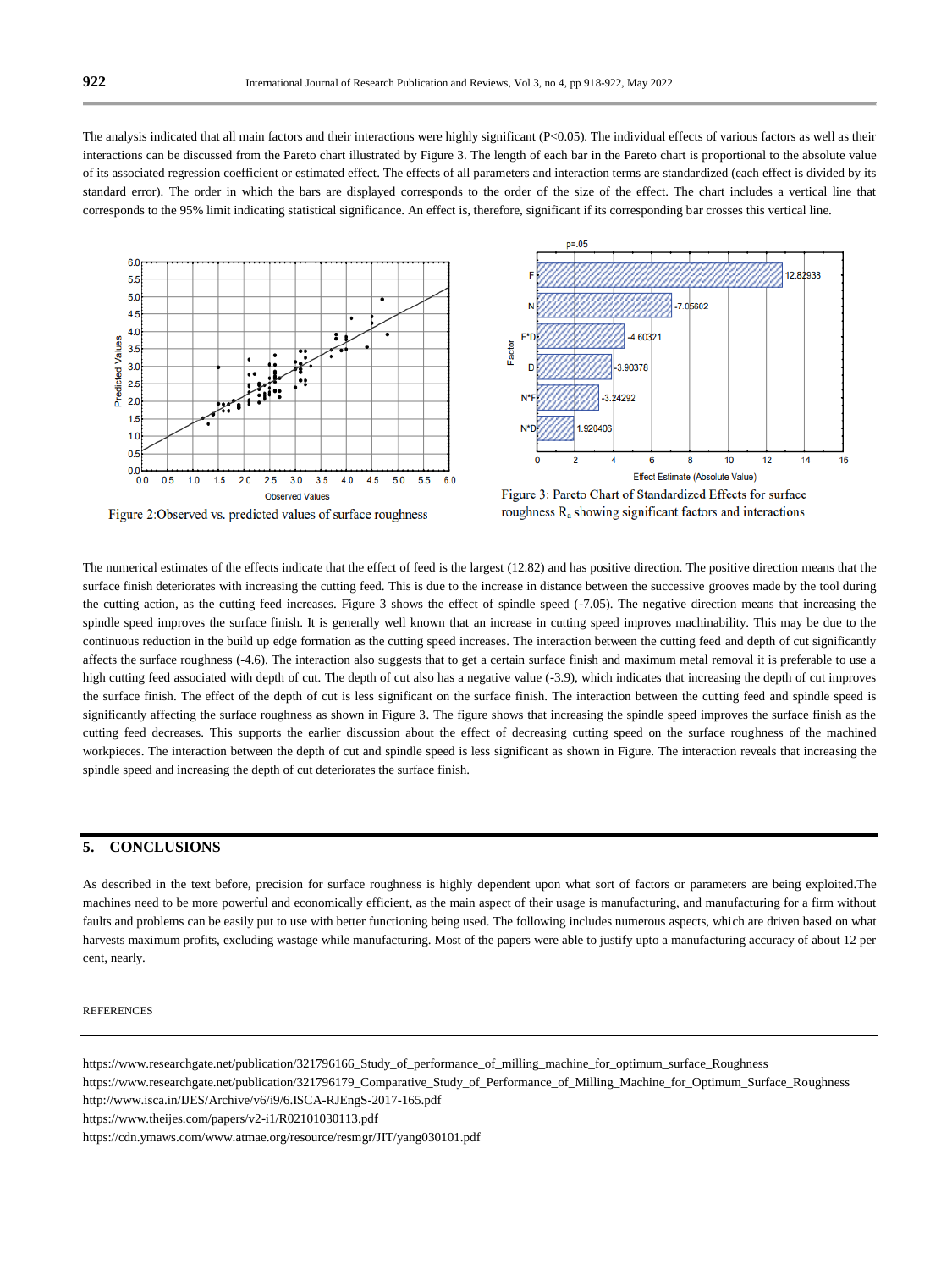The analysis indicated that all main factors and their interactions were highly significant (P<0.05). The individual effects of various factors as well as their interactions can be discussed from the Pareto chart illustrated by Figure 3. The length of each bar in the Pareto chart is proportional to the absolute value of its associated regression coefficient or estimated effect. The effects of all parameters and interaction terms are standardized (each effect is divided by its standard error). The order in which the bars are displayed corresponds to the order of the size of the effect. The chart includes a vertical line that corresponds to the 95% limit indicating statistical significance. An effect is, therefore, significant if its corresponding bar crosses this vertical line.

Predicted Values
Observed Values
0.0 0.5 1.0 1.5 2.0 2.5 3.0 3.5 4.0 4.5 5.0 5.5 6.0

Figure 2:Observed vs. predicted values of surface roughness

p=.05
Factor
F 12.82938
N -7.05602
F*D -4.60321
D -3.90378
N*F -3.24292
N*D 1.920406
0 2 4 6 8 10 12 14 16
Effect Estimate (Absolute Value)

Figure 3: Pareto Chart of Standardized Effects for surface roughness $R_a$ showing significant factors and interactions

The numerical estimates of the effects indicate that the effect of feed is the largest (12.82) and has positive direction. The positive direction means that the surface finish deteriorates with increasing the cutting feed. This is due to the increase in distance between the successive grooves made by the tool during the cutting action, as the cutting feed increases. Figure 3 shows the effect of spindle speed (-7.05). The negative direction means that increasing the spindle speed improves the surface finish. It is generally well known that an increase in cutting speed improves machinability. This may be due to the continuous reduction in the build up edge formation as the cutting speed increases. The interaction between the cutting feed and depth of cut significantly affects the surface roughness (-4.6). The interaction also suggests that to get a certain surface finish and maximum metal removal it is preferable to use a high cutting feed associated with depth of cut. The depth of cut also has a negative value (-3.9), which indicates that increasing the depth of cut improves the surface finish. The effect of the depth of cut is less significant on the surface finish. The interaction between the cutting feed and spindle speed is significantly affecting the surface roughness as shown in Figure 3. The figure shows that increasing the spindle speed improves the surface finish as the cutting feed decreases. This supports the earlier discussion about the effect of decreasing cutting speed on the surface roughness of the machined workpieces. The interaction between the depth of cut and spindle speed is less significant as shown in Figure. The interaction reveals that increasing the spindle speed and increasing the depth of cut deteriorates the surface finish.

## 5. CONCLUSIONS

As described in the text before, precision for surface roughness is highly dependent upon what sort of factors or parameters are being exploited.The machines need to be more powerful and economically efficient, as the main aspect of their usage is manufacturing, and manufacturing for a firm without faults and problems can be easily put to use with better functioning being used. The following includes numerous aspects, which are driven based on what harvests maximum profits, excluding wastage while manufacturing. Most of the papers were able to justify upto a manufacturing accuracy of about 12 per cent, nearly.

REFERENCES

https://www.researchgate.net/publication/321796166_Study_of_performance_of_milling_machine_for_optimum_surface_Roughness

https://www.researchgate.net/publication/321796179_Comparative_Study_of_Performance_of_Milling_Machine_for_Optimum_Surface_Roughness

http://www.isca.in/IJES/Archive/v6/i9/6.ISCA-RJEngS-2017-165.pdf

https://www.theijes.com/papers/v2-i1/R02101030113.pdf

https://cdn.ymaws.com/www.atmae.org/resource/resmgr/JIT/yang030101.pdf